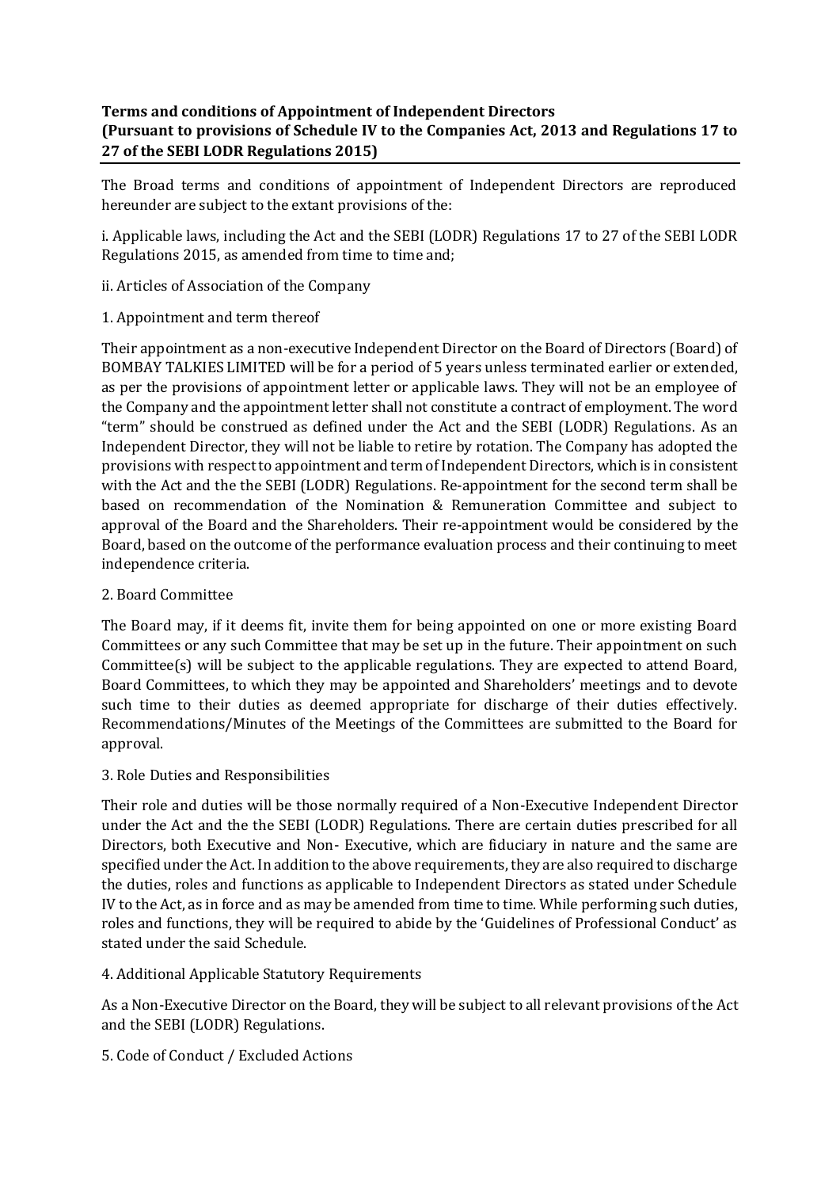**Terms and conditions of Appointment of Independent Directors (Pursuant to provisions of Schedule IV to the Companies Act, 2013 and Regulations 17 to 27 of the SEBI LODR Regulations 2015)**

The Broad terms and conditions of appointment of Independent Directors are reproduced hereunder are subject to the extant provisions of the:

i. Applicable laws, including the Act and the SEBI (LODR) Regulations 17 to 27 of the SEBI LODR Regulations 2015, as amended from time to time and;

ii. Articles of Association of the Company

1. Appointment and term thereof

Their appointment as a non-executive Independent Director on the Board of Directors (Board) of BOMBAY TALKIES LIMITED will be for a period of 5 years unless terminated earlier or extended, as per the provisions of appointment letter or applicable laws. They will not be an employee of the Company and the appointment letter shall not constitute a contract of employment. The word "term" should be construed as defined under the Act and the SEBI (LODR) Regulations. As an Independent Director, they will not be liable to retire by rotation. The Company has adopted the provisions with respect to appointment and term of Independent Directors, which is in consistent with the Act and the the SEBI (LODR) Regulations. Re-appointment for the second term shall be based on recommendation of the Nomination & Remuneration Committee and subject to approval of the Board and the Shareholders. Their re-appointment would be considered by the Board, based on the outcome of the performance evaluation process and their continuing to meet independence criteria.

2. Board Committee

The Board may, if it deems fit, invite them for being appointed on one or more existing Board Committees or any such Committee that may be set up in the future. Their appointment on such Committee(s) will be subject to the applicable regulations. They are expected to attend Board, Board Committees, to which they may be appointed and Shareholders' meetings and to devote such time to their duties as deemed appropriate for discharge of their duties effectively. Recommendations/Minutes of the Meetings of the Committees are submitted to the Board for approval.

3. Role Duties and Responsibilities

Their role and duties will be those normally required of a Non-Executive Independent Director under the Act and the the SEBI (LODR) Regulations. There are certain duties prescribed for all Directors, both Executive and Non- Executive, which are fiduciary in nature and the same are specified under the Act. In addition to the above requirements, they are also required to discharge the duties, roles and functions as applicable to Independent Directors as stated under Schedule IV to the Act, as in force and as may be amended from time to time. While performing such duties, roles and functions, they will be required to abide by the 'Guidelines of Professional Conduct' as stated under the said Schedule.

4. Additional Applicable Statutory Requirements

As a Non-Executive Director on the Board, they will be subject to all relevant provisions of the Act and the SEBI (LODR) Regulations.

5. Code of Conduct / Excluded Actions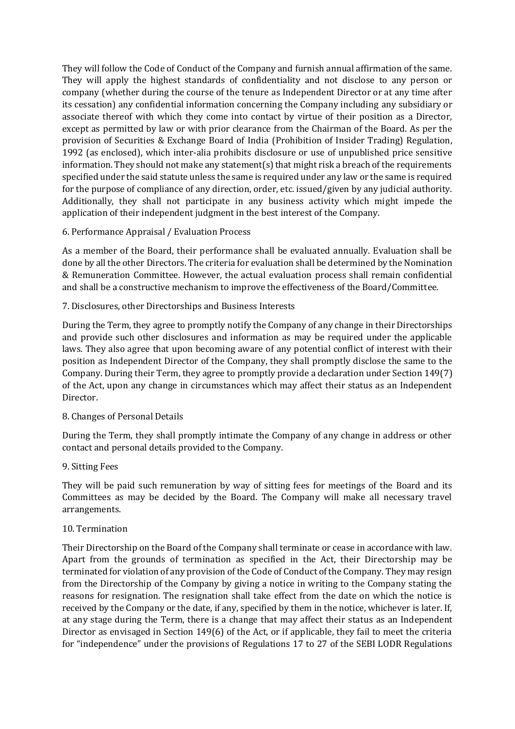They will follow the Code of Conduct of the Company and furnish annual affirmation of the same. They will apply the highest standards of confidentiality and not disclose to any person or company (whether during the course of the tenure as Independent Director or at any time after its cessation) any confidential information concerning the Company including any subsidiary or associate thereof with which they come into contact by virtue of their position as a Director, except as permitted by law or with prior clearance from the Chairman of the Board. As per the provision of Securities & Exchange Board of India (Prohibition of Insider Trading) Regulation, 1992 (as enclosed), which inter-alia prohibits disclosure or use of unpublished price sensitive information. They should not make any statement(s) that might risk a breach of the requirements specified under the said statute unless the same is required under any law or the same is required for the purpose of compliance of any direction, order, etc. issued/given by any judicial authority. Additionally, they shall not participate in any business activity which might impede the application of their independent judgment in the best interest of the Company.

## 6. Performance Appraisal / Evaluation Process

As a member of the Board, their performance shall be evaluated annually. Evaluation shall be done by all the other Directors. The criteria for evaluation shall be determined by the Nomination & Remuneration Committee. However, the actual evaluation process shall remain confidential and shall be a constructive mechanism to improve the effectiveness of the Board/Committee.

## 7. Disclosures, other Directorships and Business Interests

During the Term, they agree to promptly notify the Company of any change in their Directorships and provide such other disclosures and information as may be required under the applicable laws. They also agree that upon becoming aware of any potential conflict of interest with their position as Independent Director of the Company, they shall promptly disclose the same to the Company. During their Term, they agree to promptly provide a declaration under Section 149(7) of the Act, upon any change in circumstances which may affect their status as an Independent Director.

## 8. Changes of Personal Details

During the Term, they shall promptly intimate the Company of any change in address or other contact and personal details provided to the Company.

## 9. Sitting Fees

They will be paid such remuneration by way of sitting fees for meetings of the Board and its Committees as may be decided by the Board. The Company will make all necessary travel arrangements.

## 10. Termination

Their Directorship on the Board of the Company shall terminate or cease in accordance with law. Apart from the grounds of termination as specified in the Act, their Directorship may be terminated for violation of any provision of the Code of Conduct of the Company. They may resign from the Directorship of the Company by giving a notice in writing to the Company stating the reasons for resignation. The resignation shall take effect from the date on which the notice is received by the Company or the date, if any, specified by them in the notice, whichever is later. If, at any stage during the Term, there is a change that may affect their status as an Independent Director as envisaged in Section 149(6) of the Act, or if applicable, they fail to meet the criteria for "independence" under the provisions of Regulations 17 to 27 of the SEBI LODR Regulations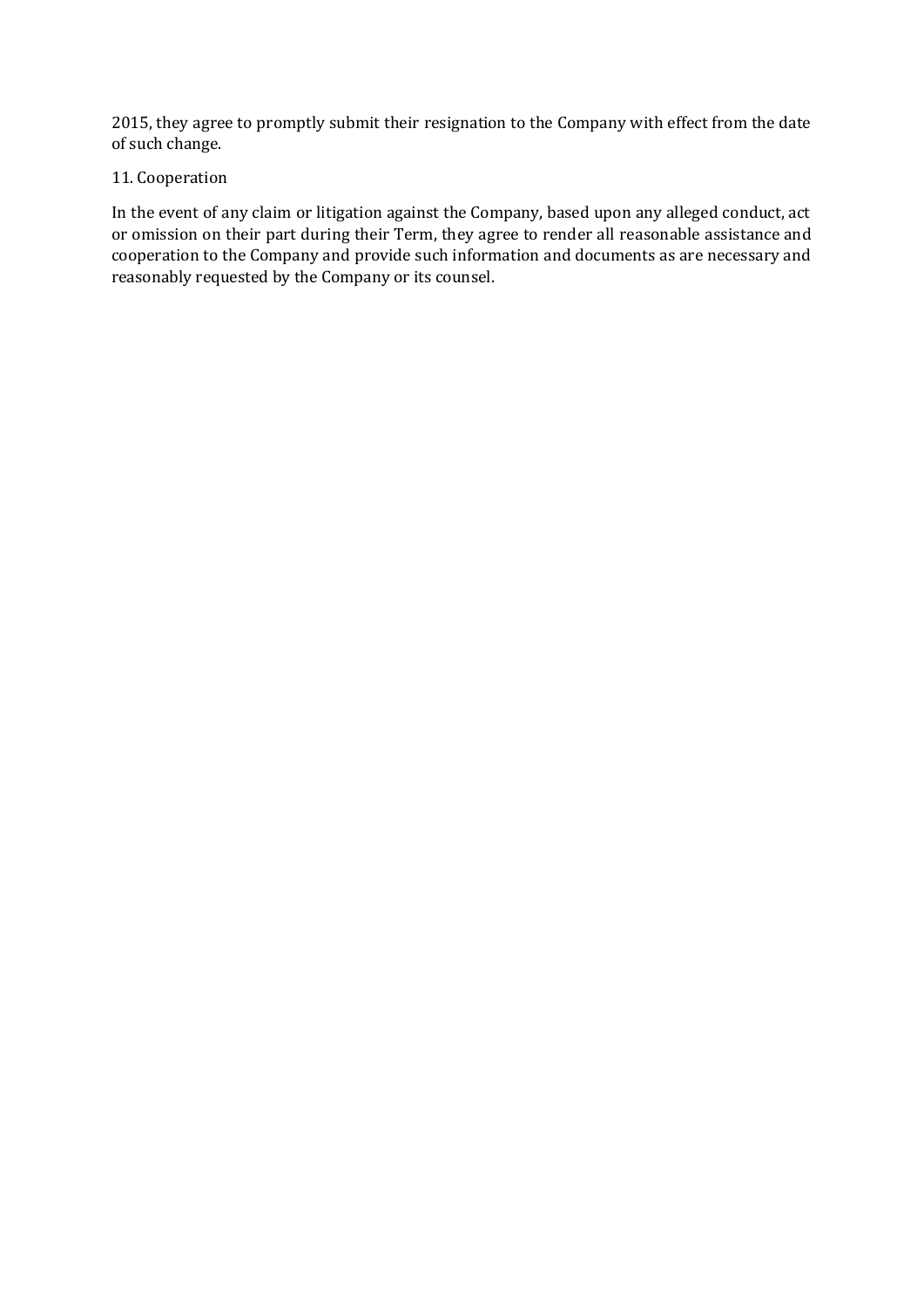2015, they agree to promptly submit their resignation to the Company with effect from the date of such change.

11. Cooperation

In the event of any claim or litigation against the Company, based upon any alleged conduct, act or omission on their part during their Term, they agree to render all reasonable assistance and cooperation to the Company and provide such information and documents as are necessary and reasonably requested by the Company or its counsel.